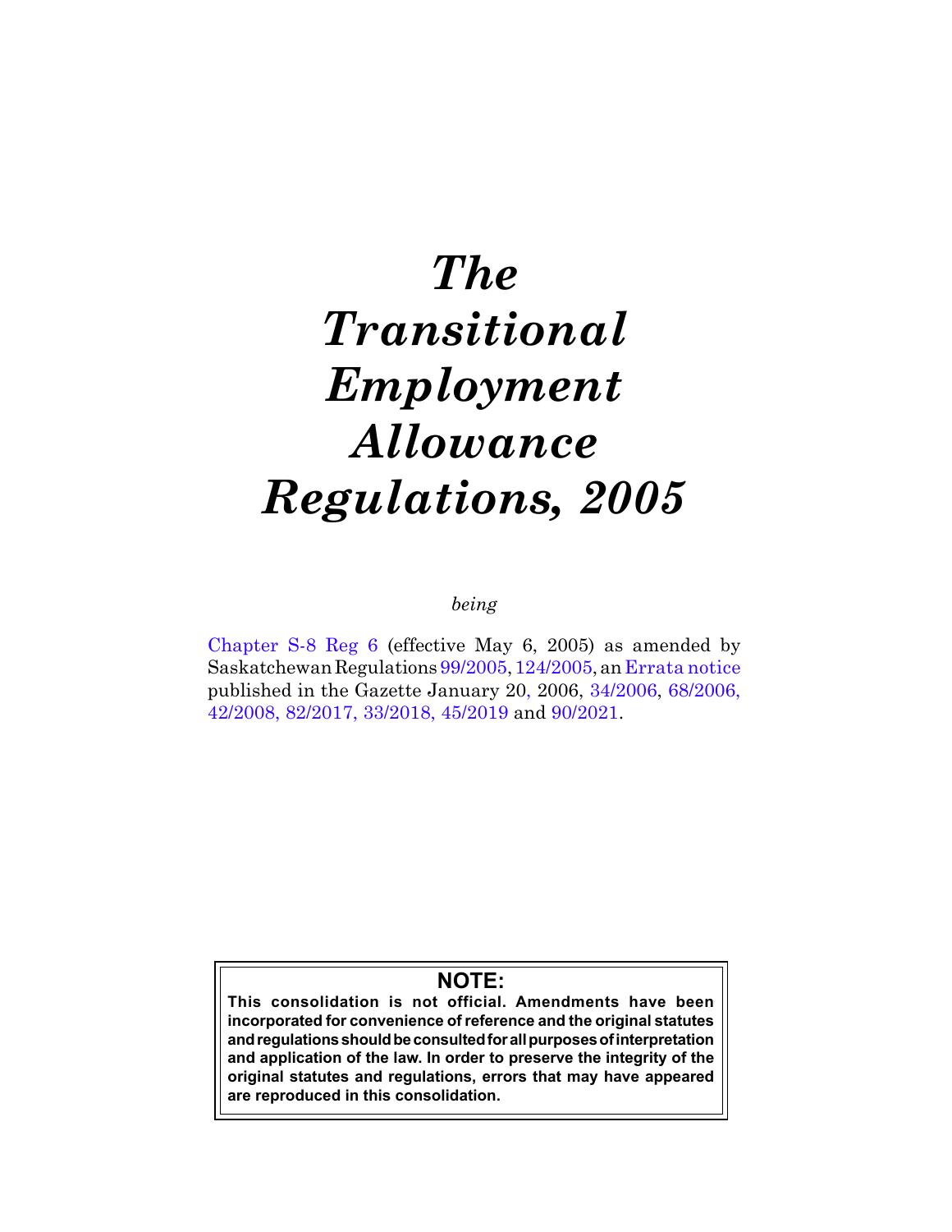# *The Transitional Employment Allowance Regulations, 2005*

*being*

Chapter S-8 Reg 6 (effective May 6, 2005) as amended by Saskatchewan Regulations 99/2005, 124/2005, an Errata notice published in the Gazette January 20, 2006, 34/2006, 68/2006, 42/2008, 82/2017, 33/2018, 45/2019 and 90/2021.

**NOTE:**

**This consolidation is not official. Amendments have been incorporated for convenience of reference and the original statutes and regulations should be consulted for all purposes of interpretation and application of the law. In order to preserve the integrity of the original statutes and regulations, errors that may have appeared are reproduced in this consolidation.**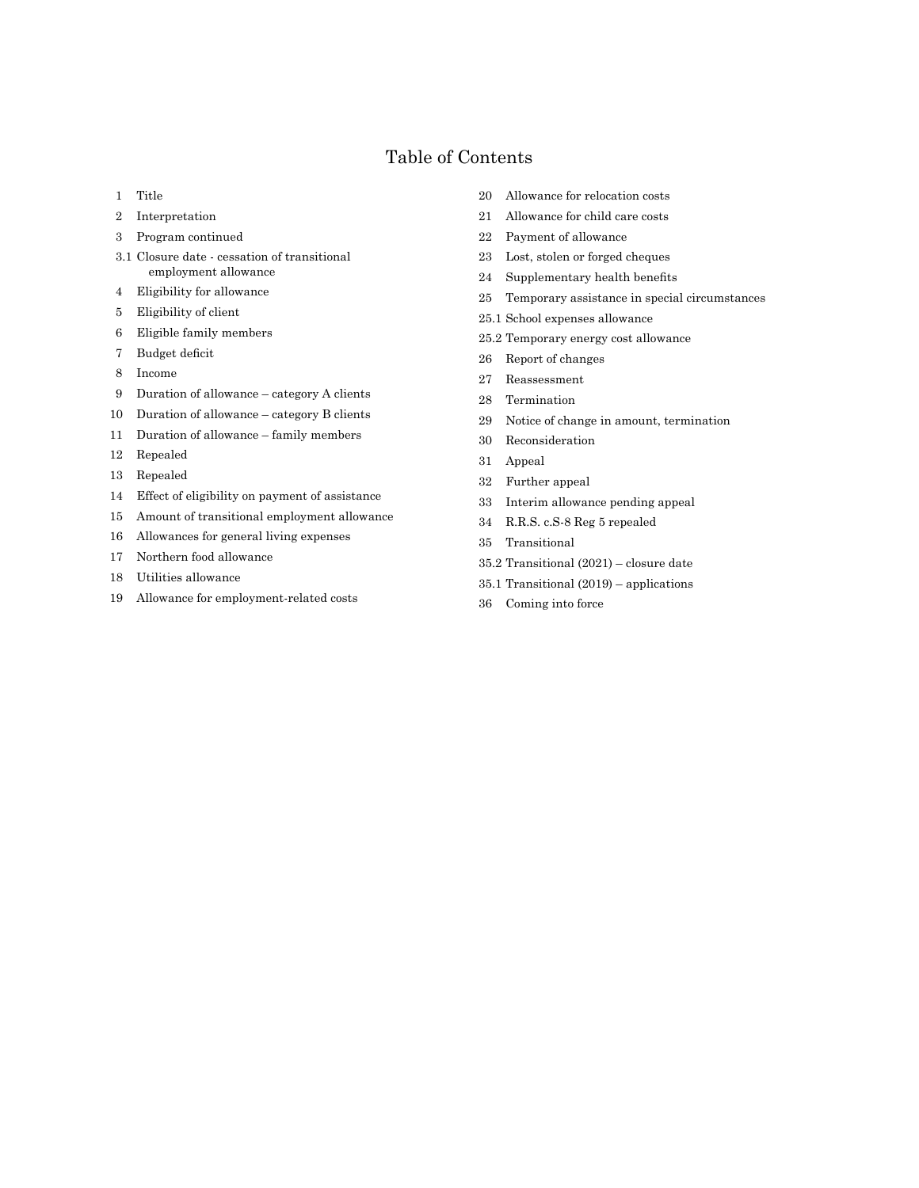# Table of Contents

1 Title

2 Interpretation

3 Program continued

3.1 Closure date - cessation of transitional employment allowance

4 Eligibility for allowance

5 Eligibility of client

6 Eligible family members

7 Budget deficit

8 Income

9 Duration of allowance – category A clients

10 Duration of allowance – category B clients

11 Duration of allowance – family members

12 Repealed

13 Repealed

14 Effect of eligibility on payment of assistance

15 Amount of transitional employment allowance

16 Allowances for general living expenses

17 Northern food allowance

18 Utilities allowance

19 Allowance for employment-related costs

20 Allowance for relocation costs

21 Allowance for child care costs

22 Payment of allowance

23 Lost, stolen or forged cheques

24 Supplementary health benefits

25 Temporary assistance in special circumstances

25.1 School expenses allowance

25.2 Temporary energy cost allowance

26 Report of changes

27 Reassessment

28 Termination

29 Notice of change in amount, termination

30 Reconsideration

31 Appeal

32 Further appeal

33 Interim allowance pending appeal

34 R.R.S. c.S-8 Reg 5 repealed

35 Transitional

35.2 Transitional (2021) – closure date

35.1 Transitional (2019) – applications

36 Coming into force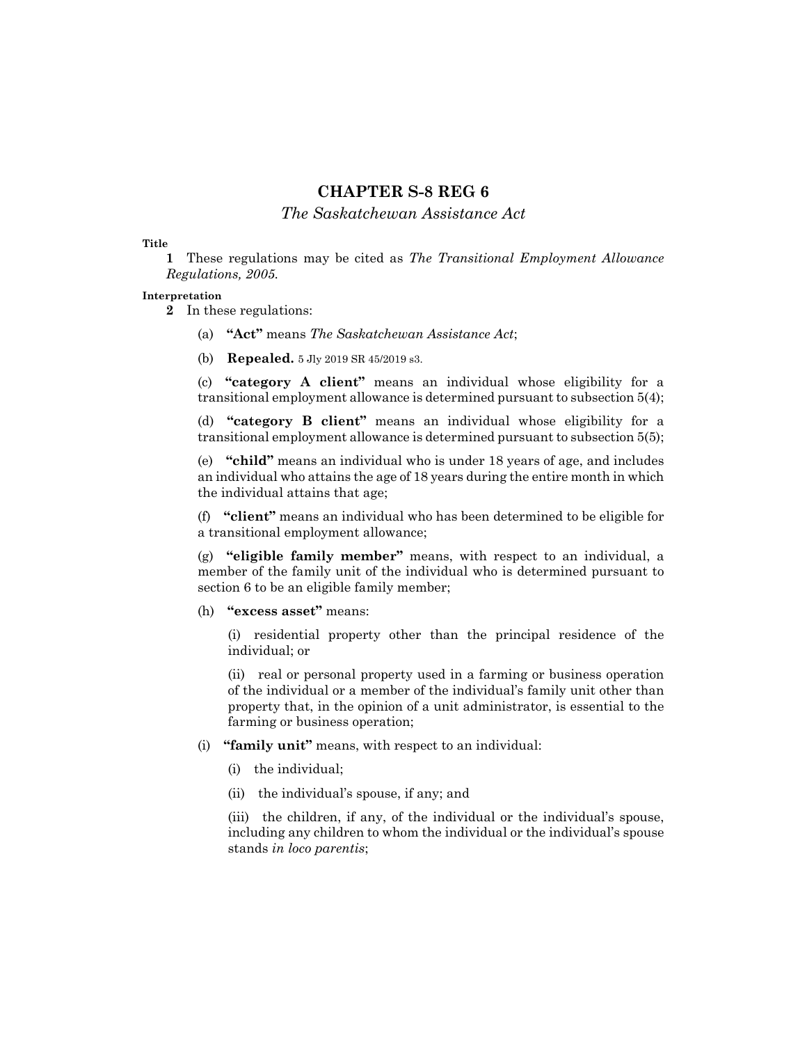# CHAPTER S-8 REG 6

*The Saskatchewan Assistance Act*

**Title**

**1** These regulations may be cited as *The Transitional Employment Allowance Regulations, 2005*.

**Interpretation**

**2** In these regulations:

(a) **"Act"** means *The Saskatchewan Assistance Act*;

(b) **Repealed.** 5 Jly 2019 SR 45/2019 s3.

(c) **"category A client"** means an individual whose eligibility for a transitional employment allowance is determined pursuant to subsection 5(4);

(d) **"category B client"** means an individual whose eligibility for a transitional employment allowance is determined pursuant to subsection 5(5);

(e) **"child"** means an individual who is under 18 years of age, and includes an individual who attains the age of 18 years during the entire month in which the individual attains that age;

(f) **"client"** means an individual who has been determined to be eligible for a transitional employment allowance;

(g) **"eligible family member"** means, with respect to an individual, a member of the family unit of the individual who is determined pursuant to section 6 to be an eligible family member;

(h) **"excess asset"** means:

(i) residential property other than the principal residence of the individual; or

(ii) real or personal property used in a farming or business operation of the individual or a member of the individual's family unit other than property that, in the opinion of a unit administrator, is essential to the farming or business operation;

(i) **"family unit"** means, with respect to an individual:

(i) the individual;

(ii) the individual's spouse, if any; and

(iii) the children, if any, of the individual or the individual's spouse, including any children to whom the individual or the individual's spouse stands *in loco parentis*;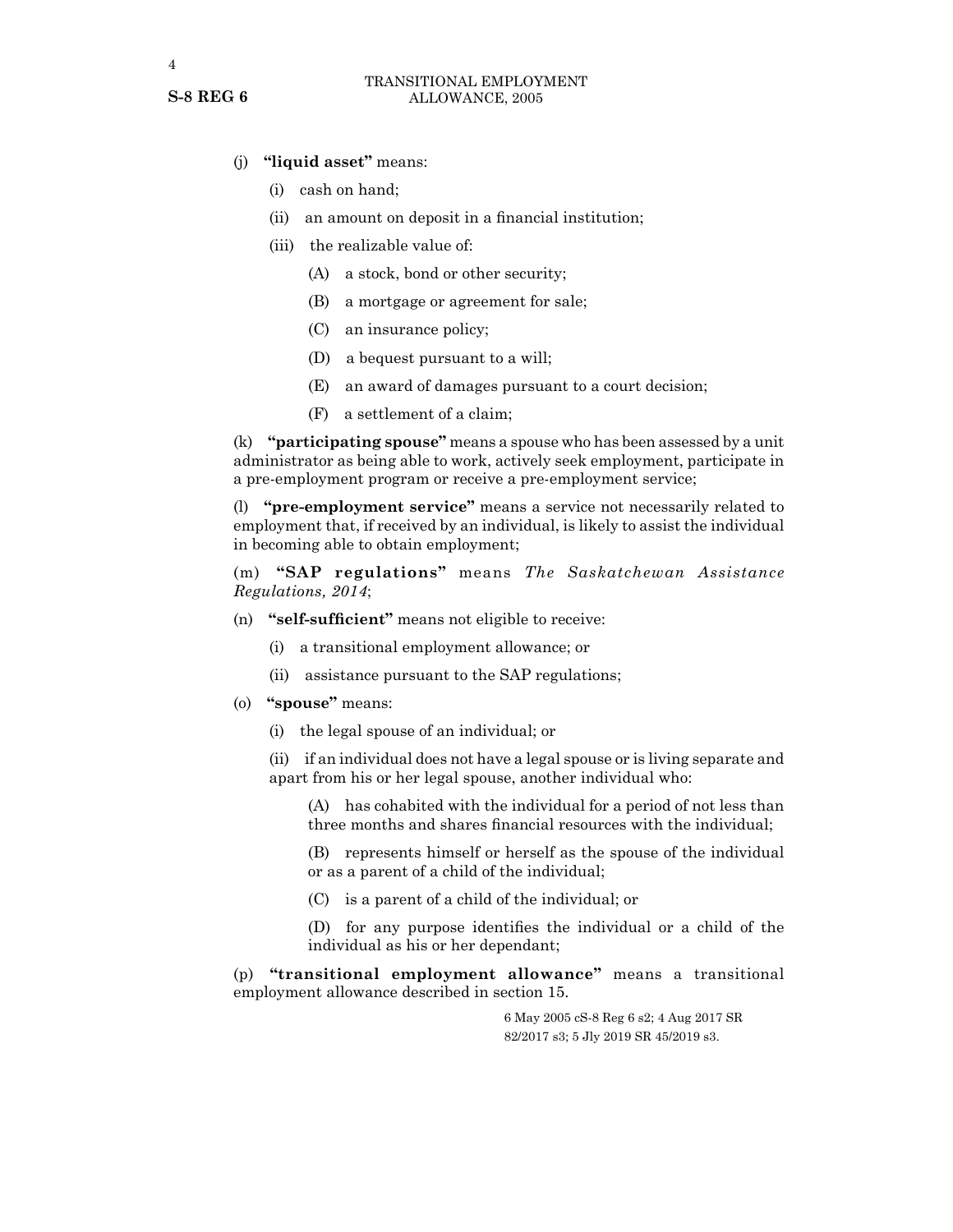(j) **"liquid asset"** means:

(i) cash on hand;

(ii) an amount on deposit in a financial institution;

(iii) the realizable value of:

(A) a stock, bond or other security;

(B) a mortgage or agreement for sale;

(C) an insurance policy;

(D) a bequest pursuant to a will;

(E) an award of damages pursuant to a court decision;

(F) a settlement of a claim;

(k) **"participating spouse"** means a spouse who has been assessed by a unit administrator as being able to work, actively seek employment, participate in a pre-employment program or receive a pre-employment service;

(l) **"pre-employment service"** means a service not necessarily related to employment that, if received by an individual, is likely to assist the individual in becoming able to obtain employment;

(m) **"SAP regulations"** means *The Saskatchewan Assistance Regulations, 2014*;

(n) **"self-sufficient"** means not eligible to receive:

(i) a transitional employment allowance; or

(ii) assistance pursuant to the SAP regulations;

(o) **"spouse"** means:

(i) the legal spouse of an individual; or

(ii) if an individual does not have a legal spouse or is living separate and apart from his or her legal spouse, another individual who:

(A) has cohabited with the individual for a period of not less than three months and shares financial resources with the individual;

(B) represents himself or herself as the spouse of the individual or as a parent of a child of the individual;

(C) is a parent of a child of the individual; or

(D) for any purpose identifies the individual or a child of the individual as his or her dependant;

(p) **"transitional employment allowance"** means a transitional employment allowance described in section 15.

6 May 2005 cS-8 Reg 6 s2; 4 Aug 2017 SR 82/2017 s3; 5 Jly 2019 SR 45/2019 s3.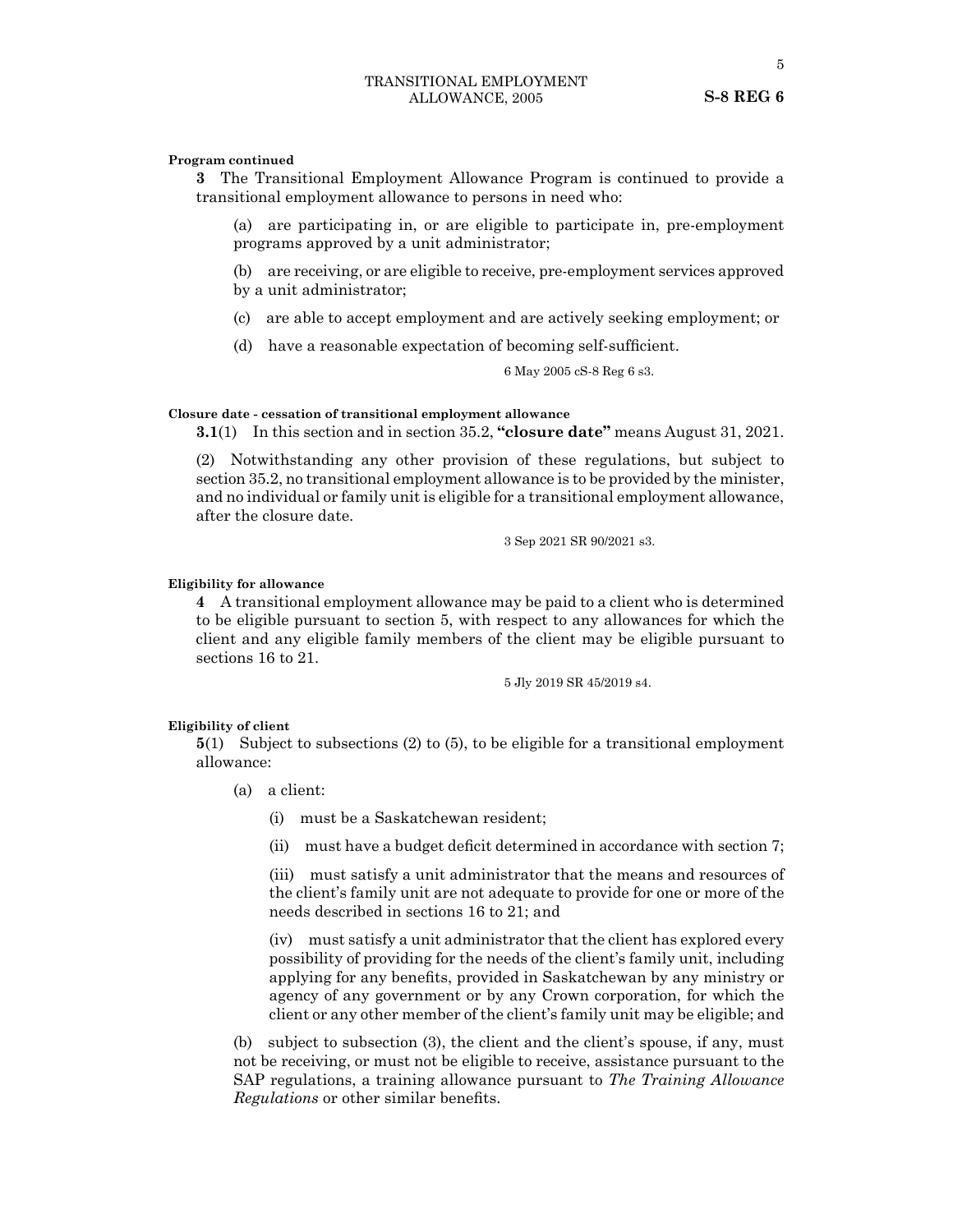**Program continued**

**3** The Transitional Employment Allowance Program is continued to provide a transitional employment allowance to persons in need who:

(a) are participating in, or are eligible to participate in, pre-employment programs approved by a unit administrator;

(b) are receiving, or are eligible to receive, pre-employment services approved by a unit administrator;

(c) are able to accept employment and are actively seeking employment; or

(d) have a reasonable expectation of becoming self-sufficient.

6 May 2005 cS-8 Reg 6 s3.

**Closure date - cessation of transitional employment allowance**

**3.1**(1) In this section and in section 35.2, **"closure date"** means August 31, 2021.

(2) Notwithstanding any other provision of these regulations, but subject to section 35.2, no transitional employment allowance is to be provided by the minister, and no individual or family unit is eligible for a transitional employment allowance, after the closure date.

3 Sep 2021 SR 90/2021 s3.

**Eligibility for allowance**

**4** A transitional employment allowance may be paid to a client who is determined to be eligible pursuant to section 5, with respect to any allowances for which the client and any eligible family members of the client may be eligible pursuant to sections 16 to 21.

5 Jly 2019 SR 45/2019 s4.

**Eligibility of client**

**5**(1) Subject to subsections (2) to (5), to be eligible for a transitional employment allowance:

(a) a client:

(i) must be a Saskatchewan resident;

(ii) must have a budget deficit determined in accordance with section 7;

(iii) must satisfy a unit administrator that the means and resources of the client's family unit are not adequate to provide for one or more of the needs described in sections 16 to 21; and

(iv) must satisfy a unit administrator that the client has explored every possibility of providing for the needs of the client's family unit, including applying for any benefits, provided in Saskatchewan by any ministry or agency of any government or by any Crown corporation, for which the client or any other member of the client's family unit may be eligible; and

(b) subject to subsection (3), the client and the client's spouse, if any, must not be receiving, or must not be eligible to receive, assistance pursuant to the SAP regulations, a training allowance pursuant to *The Training Allowance Regulations* or other similar benefits.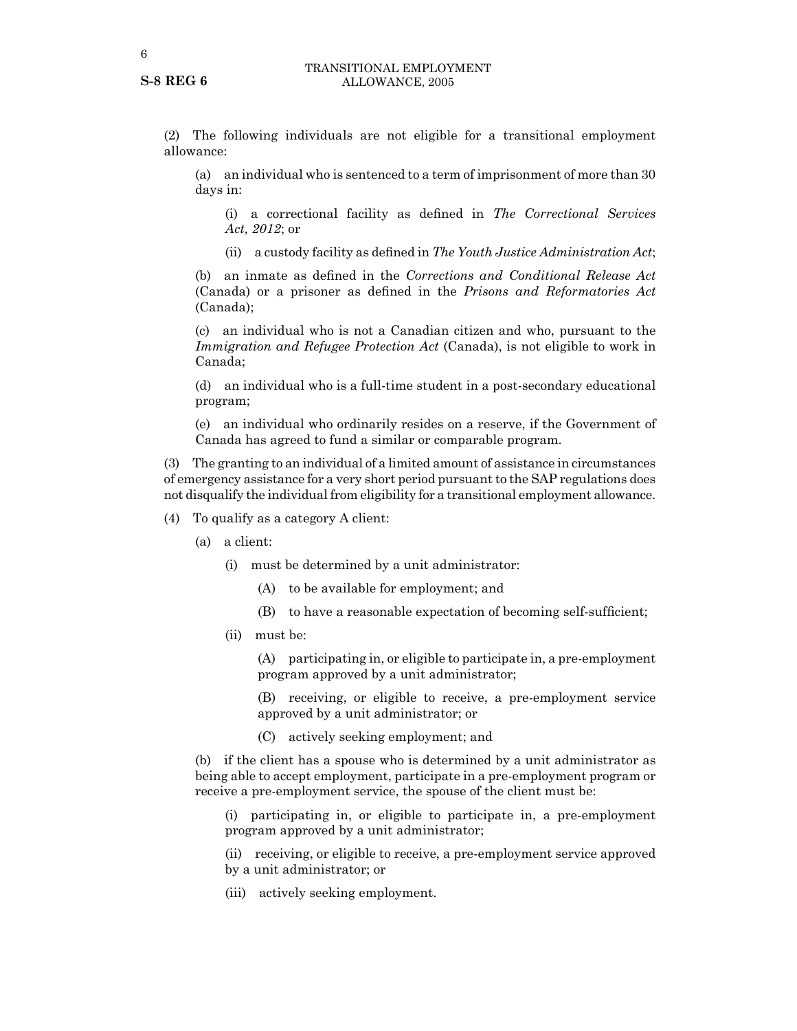(2) The following individuals are not eligible for a transitional employment allowance:

(a) an individual who is sentenced to a term of imprisonment of more than 30 days in:

(i) a correctional facility as defined in *The Correctional Services Act, 2012*; or

(ii) a custody facility as defined in *The Youth Justice Administration Act*;

(b) an inmate as defined in the *Corrections and Conditional Release Act* (Canada) or a prisoner as defined in the *Prisons and Reformatories Act* (Canada);

(c) an individual who is not a Canadian citizen and who, pursuant to the *Immigration and Refugee Protection Act* (Canada), is not eligible to work in Canada;

(d) an individual who is a full-time student in a post-secondary educational program;

(e) an individual who ordinarily resides on a reserve, if the Government of Canada has agreed to fund a similar or comparable program.

(3) The granting to an individual of a limited amount of assistance in circumstances of emergency assistance for a very short period pursuant to the SAP regulations does not disqualify the individual from eligibility for a transitional employment allowance.

(4) To qualify as a category A client:

(a) a client:

(i) must be determined by a unit administrator:

(A) to be available for employment; and

(B) to have a reasonable expectation of becoming self-sufficient;

(ii) must be:

(A) participating in, or eligible to participate in, a pre-employment program approved by a unit administrator;

(B) receiving, or eligible to receive, a pre-employment service approved by a unit administrator; or

(C) actively seeking employment; and

(b) if the client has a spouse who is determined by a unit administrator as being able to accept employment, participate in a pre-employment program or receive a pre-employment service, the spouse of the client must be:

(i) participating in, or eligible to participate in, a pre-employment program approved by a unit administrator;

(ii) receiving, or eligible to receive, a pre-employment service approved by a unit administrator; or

(iii) actively seeking employment.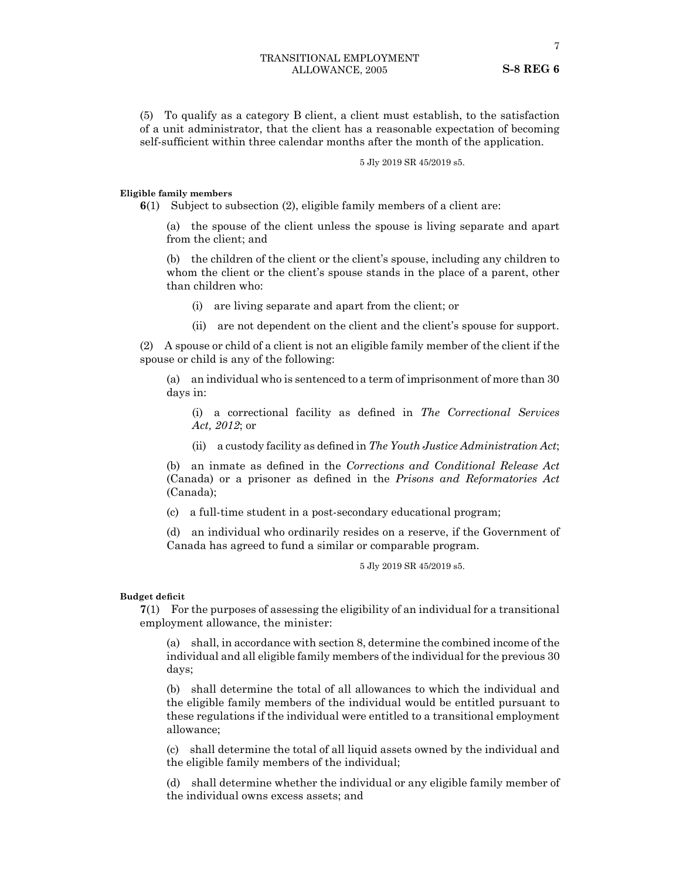(5) To qualify as a category B client, a client must establish, to the satisfaction of a unit administrator, that the client has a reasonable expectation of becoming self-sufficient within three calendar months after the month of the application.

5 Jly 2019 SR 45/2019 s5.

**Eligible family members**

**6**(1) Subject to subsection (2), eligible family members of a client are:

(a) the spouse of the client unless the spouse is living separate and apart from the client; and

(b) the children of the client or the client's spouse, including any children to whom the client or the client's spouse stands in the place of a parent, other than children who:

(i) are living separate and apart from the client; or

(ii) are not dependent on the client and the client's spouse for support.

(2) A spouse or child of a client is not an eligible family member of the client if the spouse or child is any of the following:

(a) an individual who is sentenced to a term of imprisonment of more than 30 days in:

(i) a correctional facility as defined in *The Correctional Services Act, 2012*; or

(ii) a custody facility as defined in *The Youth Justice Administration Act*;

(b) an inmate as defined in the *Corrections and Conditional Release Act* (Canada) or a prisoner as defined in the *Prisons and Reformatories Act* (Canada);

(c) a full-time student in a post-secondary educational program;

(d) an individual who ordinarily resides on a reserve, if the Government of Canada has agreed to fund a similar or comparable program.

5 Jly 2019 SR 45/2019 s5.

**Budget deficit**

**7**(1) For the purposes of assessing the eligibility of an individual for a transitional employment allowance, the minister:

(a) shall, in accordance with section 8, determine the combined income of the individual and all eligible family members of the individual for the previous 30 days;

(b) shall determine the total of all allowances to which the individual and the eligible family members of the individual would be entitled pursuant to these regulations if the individual were entitled to a transitional employment allowance;

(c) shall determine the total of all liquid assets owned by the individual and the eligible family members of the individual;

(d) shall determine whether the individual or any eligible family member of the individual owns excess assets; and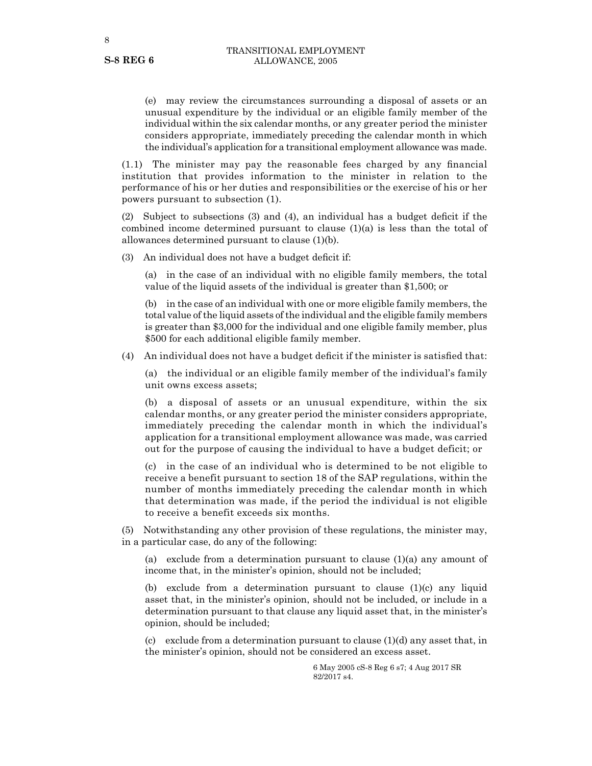(e) may review the circumstances surrounding a disposal of assets or an unusual expenditure by the individual or an eligible family member of the individual within the six calendar months, or any greater period the minister considers appropriate, immediately preceding the calendar month in which the individual's application for a transitional employment allowance was made.

(1.1) The minister may pay the reasonable fees charged by any financial institution that provides information to the minister in relation to the performance of his or her duties and responsibilities or the exercise of his or her powers pursuant to subsection (1).

(2) Subject to subsections (3) and (4), an individual has a budget deficit if the combined income determined pursuant to clause (1)(a) is less than the total of allowances determined pursuant to clause (1)(b).

(3) An individual does not have a budget deficit if:

(a) in the case of an individual with no eligible family members, the total value of the liquid assets of the individual is greater than $1,500; or

(b) in the case of an individual with one or more eligible family members, the total value of the liquid assets of the individual and the eligible family members is greater than $3,000 for the individual and one eligible family member, plus $500 for each additional eligible family member.

(4) An individual does not have a budget deficit if the minister is satisfied that:

(a) the individual or an eligible family member of the individual's family unit owns excess assets;

(b) a disposal of assets or an unusual expenditure, within the six calendar months, or any greater period the minister considers appropriate, immediately preceding the calendar month in which the individual's application for a transitional employment allowance was made, was carried out for the purpose of causing the individual to have a budget deficit; or

(c) in the case of an individual who is determined to be not eligible to receive a benefit pursuant to section 18 of the SAP regulations, within the number of months immediately preceding the calendar month in which that determination was made, if the period the individual is not eligible to receive a benefit exceeds six months.

(5) Notwithstanding any other provision of these regulations, the minister may, in a particular case, do any of the following:

(a) exclude from a determination pursuant to clause (1)(a) any amount of income that, in the minister's opinion, should not be included;

(b) exclude from a determination pursuant to clause (1)(c) any liquid asset that, in the minister's opinion, should not be included, or include in a determination pursuant to that clause any liquid asset that, in the minister's opinion, should be included;

(c) exclude from a determination pursuant to clause (1)(d) any asset that, in the minister's opinion, should not be considered an excess asset.

6 May 2005 cS-8 Reg 6 s7; 4 Aug 2017 SR 82/2017 s4.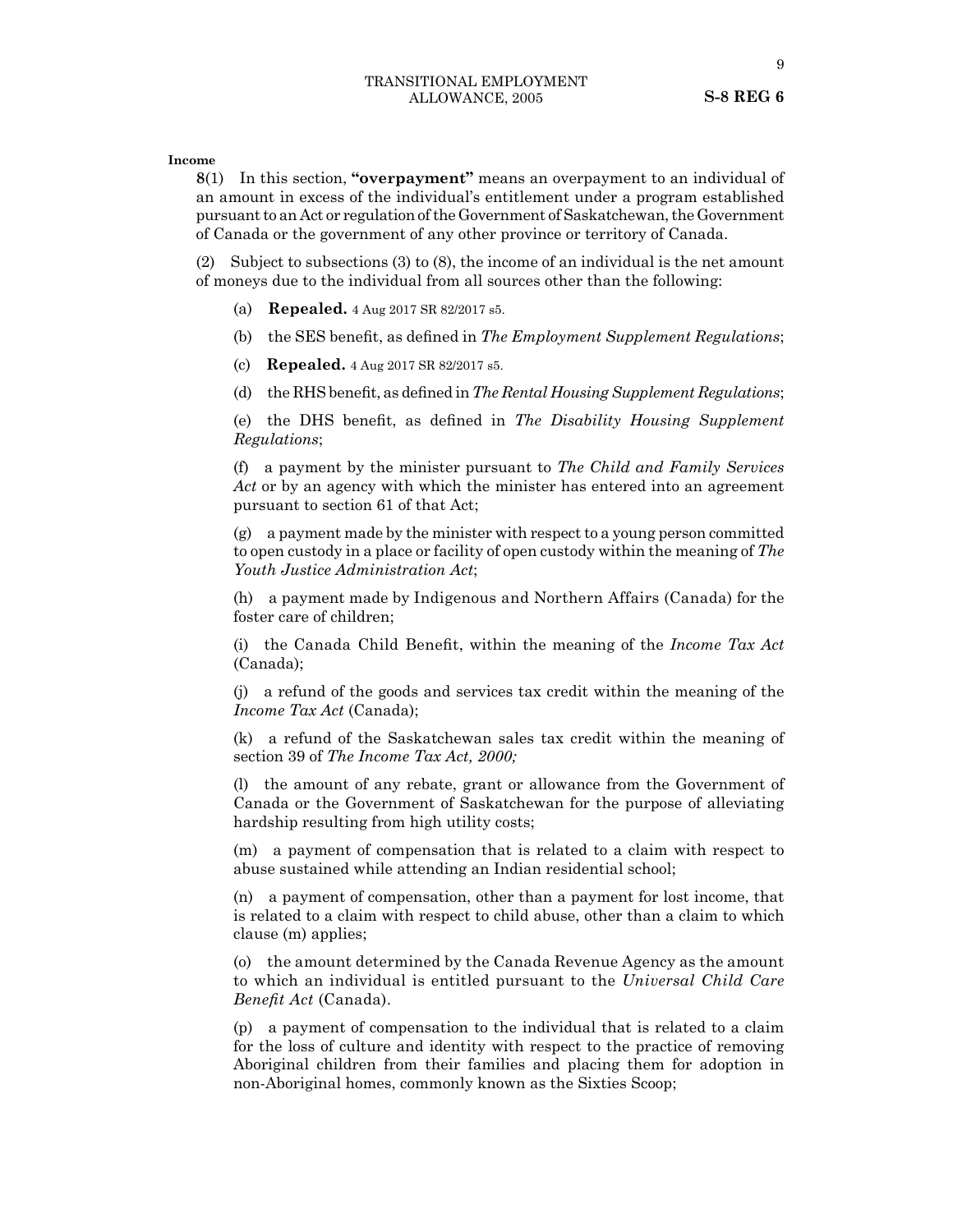**Income**

**8**(1) In this section, **"overpayment"** means an overpayment to an individual of an amount in excess of the individual's entitlement under a program established pursuant to an Act or regulation of the Government of Saskatchewan, the Government of Canada or the government of any other province or territory of Canada.

(2) Subject to subsections (3) to (8), the income of an individual is the net amount of moneys due to the individual from all sources other than the following:

(a) **Repealed.** 4 Aug 2017 SR 82/2017 s5.

(b) the SES benefit, as defined in *The Employment Supplement Regulations*;

(c) **Repealed.** 4 Aug 2017 SR 82/2017 s5.

(d) the RHS benefit, as defined in *The Rental Housing Supplement Regulations*;

(e) the DHS benefit, as defined in *The Disability Housing Supplement Regulations*;

(f) a payment by the minister pursuant to *The Child and Family Services Act* or by an agency with which the minister has entered into an agreement pursuant to section 61 of that Act;

(g) a payment made by the minister with respect to a young person committed to open custody in a place or facility of open custody within the meaning of *The Youth Justice Administration Act*;

(h) a payment made by Indigenous and Northern Affairs (Canada) for the foster care of children;

(i) the Canada Child Benefit, within the meaning of the *Income Tax Act* (Canada);

(j) a refund of the goods and services tax credit within the meaning of the *Income Tax Act* (Canada);

(k) a refund of the Saskatchewan sales tax credit within the meaning of section 39 of *The Income Tax Act, 2000;*

(l) the amount of any rebate, grant or allowance from the Government of Canada or the Government of Saskatchewan for the purpose of alleviating hardship resulting from high utility costs;

(m) a payment of compensation that is related to a claim with respect to abuse sustained while attending an Indian residential school;

(n) a payment of compensation, other than a payment for lost income, that is related to a claim with respect to child abuse, other than a claim to which clause (m) applies;

(o) the amount determined by the Canada Revenue Agency as the amount to which an individual is entitled pursuant to the *Universal Child Care Benefit Act* (Canada).

(p) a payment of compensation to the individual that is related to a claim for the loss of culture and identity with respect to the practice of removing Aboriginal children from their families and placing them for adoption in non-Aboriginal homes, commonly known as the Sixties Scoop;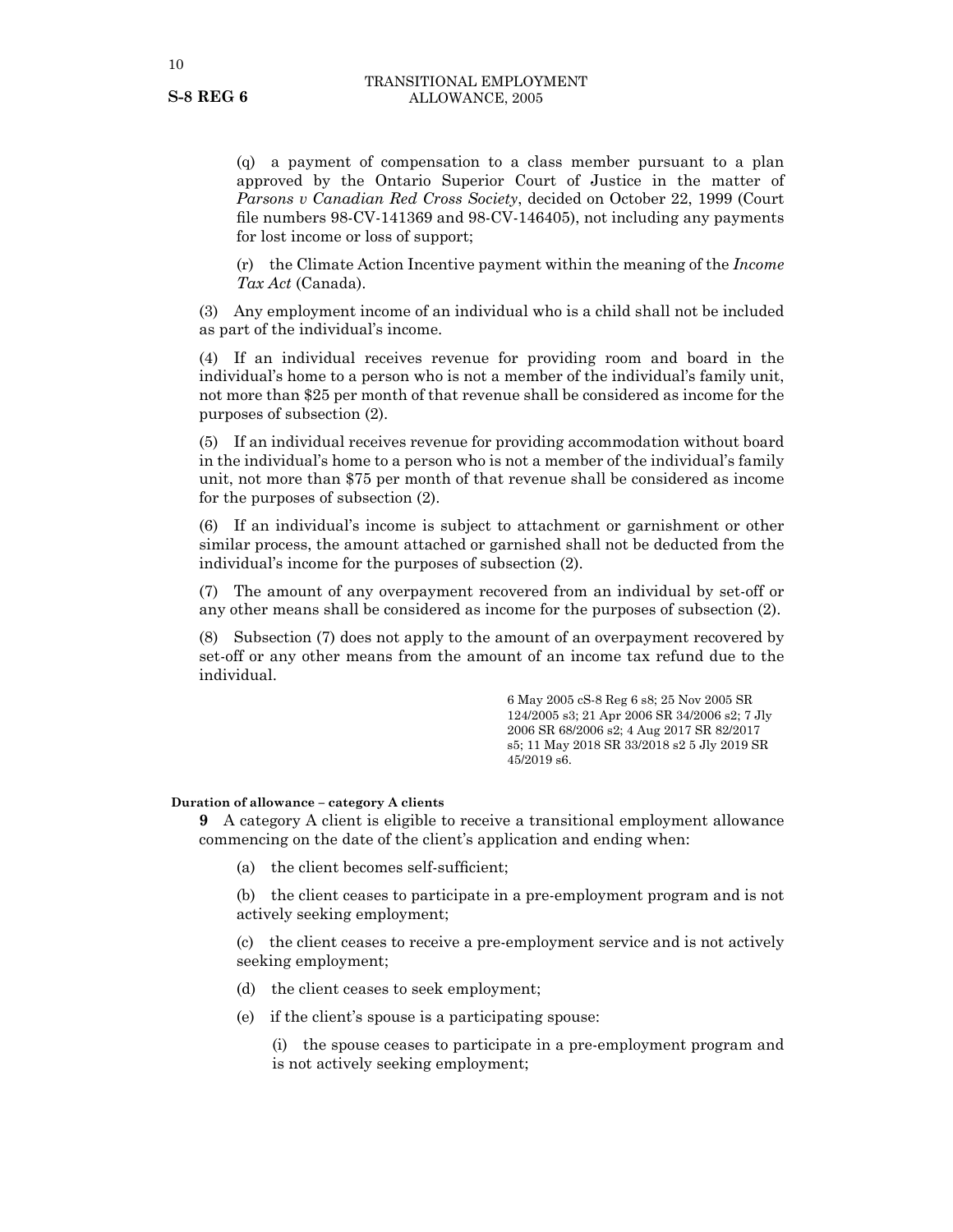(q) a payment of compensation to a class member pursuant to a plan approved by the Ontario Superior Court of Justice in the matter of *Parsons v Canadian Red Cross Society*, decided on October 22, 1999 (Court file numbers 98-CV-141369 and 98-CV-146405), not including any payments for lost income or loss of support;

(r) the Climate Action Incentive payment within the meaning of the *Income Tax Act* (Canada).

(3) Any employment income of an individual who is a child shall not be included as part of the individual's income.

(4) If an individual receives revenue for providing room and board in the individual's home to a person who is not a member of the individual's family unit, not more than $25 per month of that revenue shall be considered as income for the purposes of subsection (2).

(5) If an individual receives revenue for providing accommodation without board in the individual's home to a person who is not a member of the individual's family unit, not more than $75 per month of that revenue shall be considered as income for the purposes of subsection (2).

(6) If an individual's income is subject to attachment or garnishment or other similar process, the amount attached or garnished shall not be deducted from the individual's income for the purposes of subsection (2).

(7) The amount of any overpayment recovered from an individual by set-off or any other means shall be considered as income for the purposes of subsection (2).

(8) Subsection (7) does not apply to the amount of an overpayment recovered by set-off or any other means from the amount of an income tax refund due to the individual.

6 May 2005 cS-8 Reg 6 s8; 25 Nov 2005 SR 124/2005 s3; 21 Apr 2006 SR 34/2006 s2; 7 Jly 2006 SR 68/2006 s2; 4 Aug 2017 SR 82/2017 s5; 11 May 2018 SR 33/2018 s2 5 Jly 2019 SR 45/2019 s6.

**Duration of allowance – category A clients**

**9** A category A client is eligible to receive a transitional employment allowance commencing on the date of the client's application and ending when:

(a) the client becomes self-sufficient;

(b) the client ceases to participate in a pre-employment program and is not actively seeking employment;

(c) the client ceases to receive a pre-employment service and is not actively seeking employment;

(d) the client ceases to seek employment;

(e) if the client's spouse is a participating spouse:

(i) the spouse ceases to participate in a pre-employment program and is not actively seeking employment;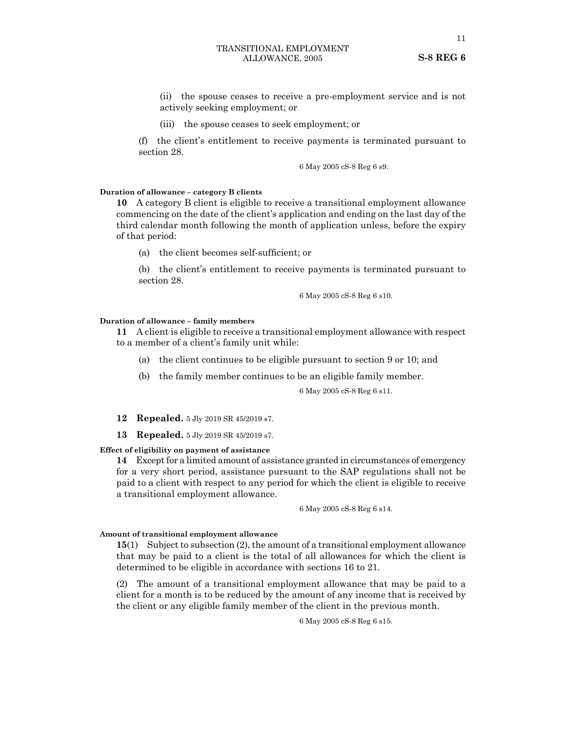(ii) the spouse ceases to receive a pre-employment service and is not actively seeking employment; or

(iii) the spouse ceases to seek employment; or

(f) the client's entitlement to receive payments is terminated pursuant to section 28.

6 May 2005 cS-8 Reg 6 s9.

**Duration of allowance – category B clients**

**10** A category B client is eligible to receive a transitional employment allowance commencing on the date of the client's application and ending on the last day of the third calendar month following the month of application unless, before the expiry of that period:

(a) the client becomes self-sufficient; or

(b) the client's entitlement to receive payments is terminated pursuant to section 28.

6 May 2005 cS-8 Reg 6 s10.

**Duration of allowance – family members**

**11** A client is eligible to receive a transitional employment allowance with respect to a member of a client's family unit while:

(a) the client continues to be eligible pursuant to section 9 or 10; and

(b) the family member continues to be an eligible family member.

6 May 2005 cS-8 Reg 6 s11.

**12 Repealed.** 5 Jly 2019 SR 45/2019 s7.

**13 Repealed.** 5 Jly 2019 SR 45/2019 s7.

**Effect of eligibility on payment of assistance**

**14** Except for a limited amount of assistance granted in circumstances of emergency for a very short period, assistance pursuant to the SAP regulations shall not be paid to a client with respect to any period for which the client is eligible to receive a transitional employment allowance.

6 May 2005 cS-8 Reg 6 s14.

**Amount of transitional employment allowance**

**15**(1) Subject to subsection (2), the amount of a transitional employment allowance that may be paid to a client is the total of all allowances for which the client is determined to be eligible in accordance with sections 16 to 21.

(2) The amount of a transitional employment allowance that may be paid to a client for a month is to be reduced by the amount of any income that is received by the client or any eligible family member of the client in the previous month.

6 May 2005 cS-8 Reg 6 s15.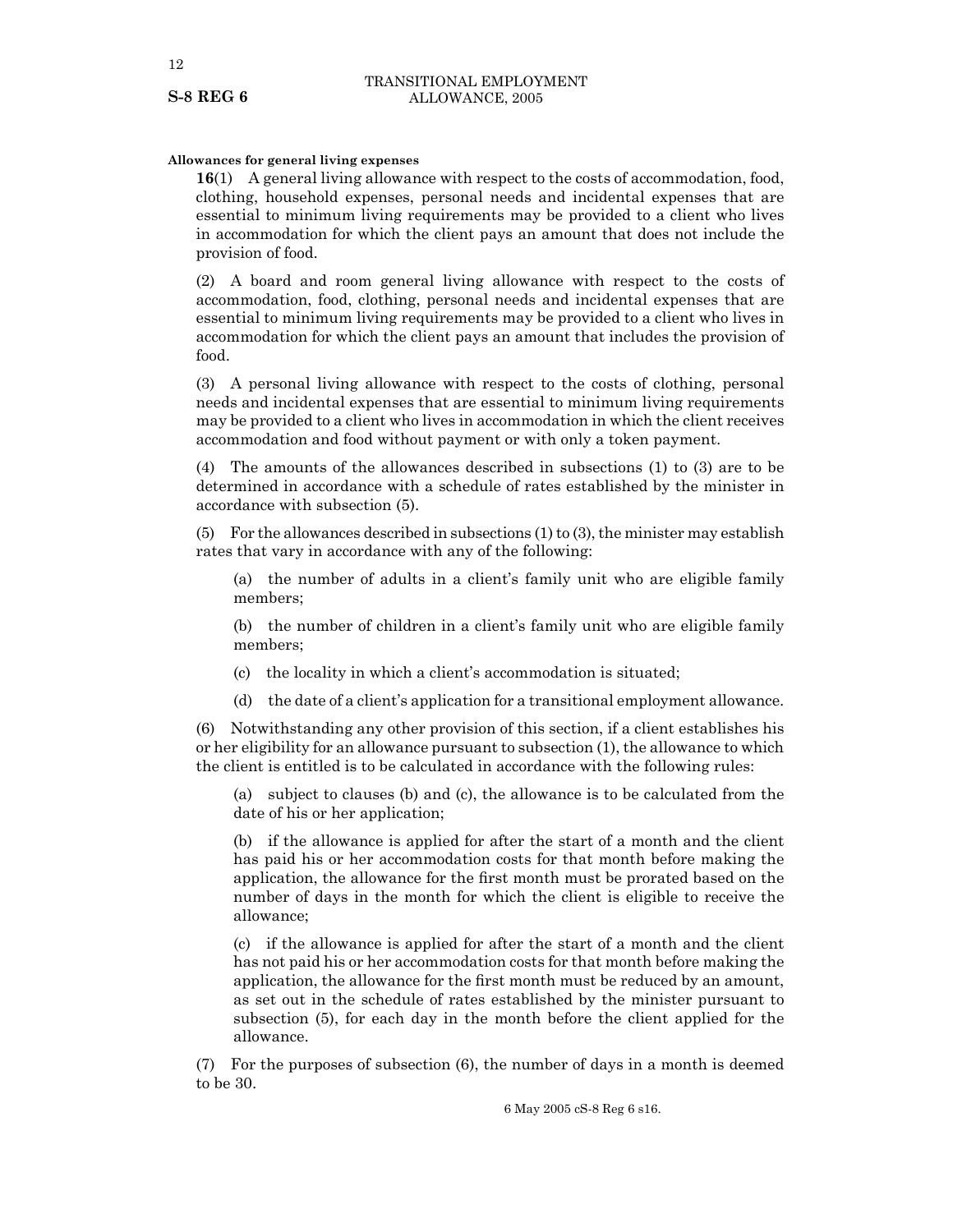**Allowances for general living expenses**

**16**(1) A general living allowance with respect to the costs of accommodation, food, clothing, household expenses, personal needs and incidental expenses that are essential to minimum living requirements may be provided to a client who lives in accommodation for which the client pays an amount that does not include the provision of food.

(2) A board and room general living allowance with respect to the costs of accommodation, food, clothing, personal needs and incidental expenses that are essential to minimum living requirements may be provided to a client who lives in accommodation for which the client pays an amount that includes the provision of food.

(3) A personal living allowance with respect to the costs of clothing, personal needs and incidental expenses that are essential to minimum living requirements may be provided to a client who lives in accommodation in which the client receives accommodation and food without payment or with only a token payment.

(4) The amounts of the allowances described in subsections (1) to (3) are to be determined in accordance with a schedule of rates established by the minister in accordance with subsection (5).

(5) For the allowances described in subsections (1) to (3), the minister may establish rates that vary in accordance with any of the following:

(a) the number of adults in a client's family unit who are eligible family members;

(b) the number of children in a client's family unit who are eligible family members;

(c) the locality in which a client's accommodation is situated;

(d) the date of a client's application for a transitional employment allowance.

(6) Notwithstanding any other provision of this section, if a client establishes his or her eligibility for an allowance pursuant to subsection (1), the allowance to which the client is entitled is to be calculated in accordance with the following rules:

(a) subject to clauses (b) and (c), the allowance is to be calculated from the date of his or her application;

(b) if the allowance is applied for after the start of a month and the client has paid his or her accommodation costs for that month before making the application, the allowance for the first month must be prorated based on the number of days in the month for which the client is eligible to receive the allowance;

(c) if the allowance is applied for after the start of a month and the client has not paid his or her accommodation costs for that month before making the application, the allowance for the first month must be reduced by an amount, as set out in the schedule of rates established by the minister pursuant to subsection (5), for each day in the month before the client applied for the allowance.

(7) For the purposes of subsection (6), the number of days in a month is deemed to be 30.

6 May 2005 cS-8 Reg 6 s16.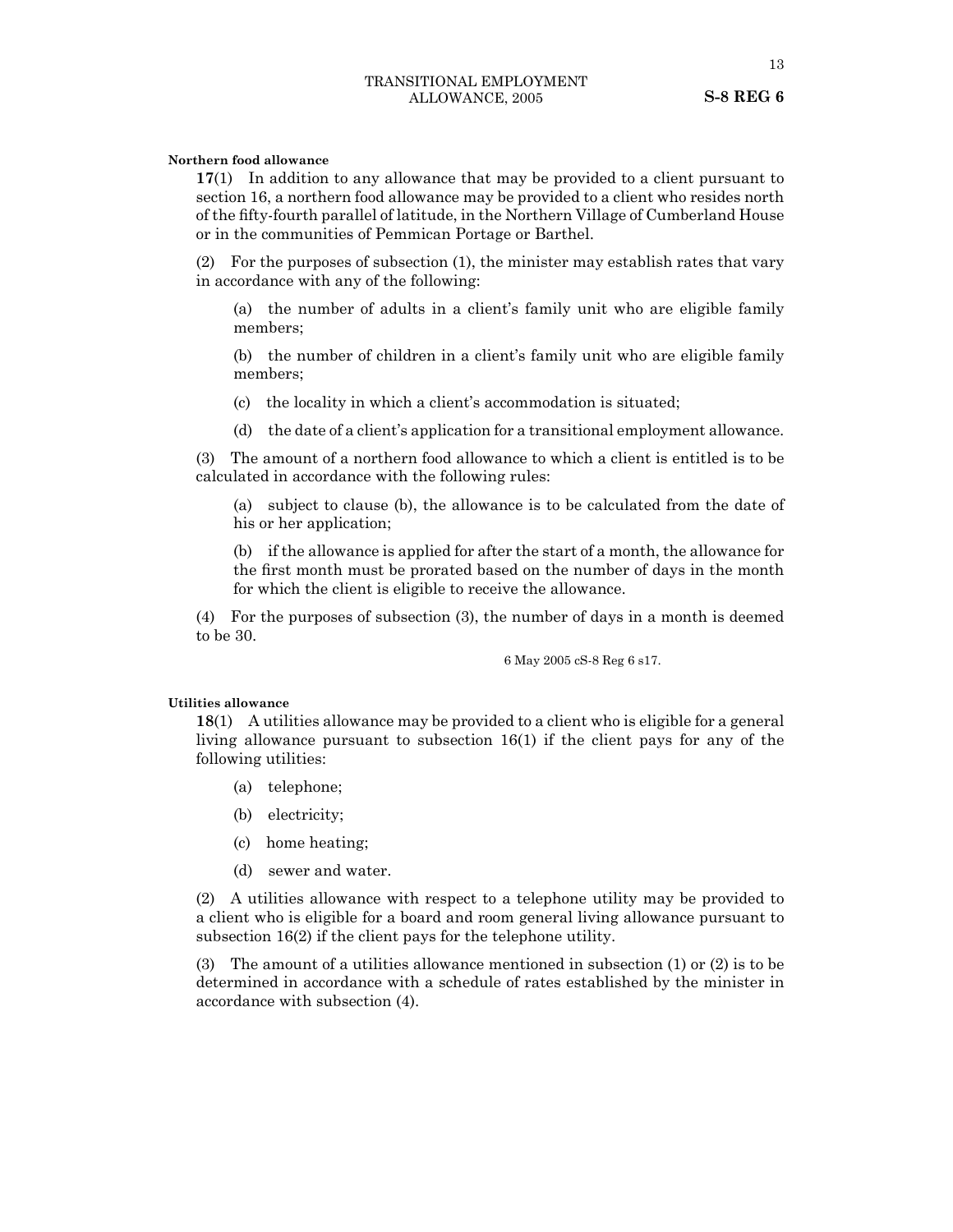**Northern food allowance**

**17**(1) In addition to any allowance that may be provided to a client pursuant to section 16, a northern food allowance may be provided to a client who resides north of the fifty-fourth parallel of latitude, in the Northern Village of Cumberland House or in the communities of Pemmican Portage or Barthel.

(2) For the purposes of subsection (1), the minister may establish rates that vary in accordance with any of the following:

(a) the number of adults in a client's family unit who are eligible family members;

(b) the number of children in a client's family unit who are eligible family members;

(c) the locality in which a client's accommodation is situated;

(d) the date of a client's application for a transitional employment allowance.

(3) The amount of a northern food allowance to which a client is entitled is to be calculated in accordance with the following rules:

(a) subject to clause (b), the allowance is to be calculated from the date of his or her application;

(b) if the allowance is applied for after the start of a month, the allowance for the first month must be prorated based on the number of days in the month for which the client is eligible to receive the allowance.

(4) For the purposes of subsection (3), the number of days in a month is deemed to be 30.

6 May 2005 cS-8 Reg 6 s17.

**Utilities allowance**

**18**(1) A utilities allowance may be provided to a client who is eligible for a general living allowance pursuant to subsection 16(1) if the client pays for any of the following utilities:

(a) telephone;

(b) electricity;

(c) home heating;

(d) sewer and water.

(2) A utilities allowance with respect to a telephone utility may be provided to a client who is eligible for a board and room general living allowance pursuant to subsection 16(2) if the client pays for the telephone utility.

(3) The amount of a utilities allowance mentioned in subsection (1) or (2) is to be determined in accordance with a schedule of rates established by the minister in accordance with subsection (4).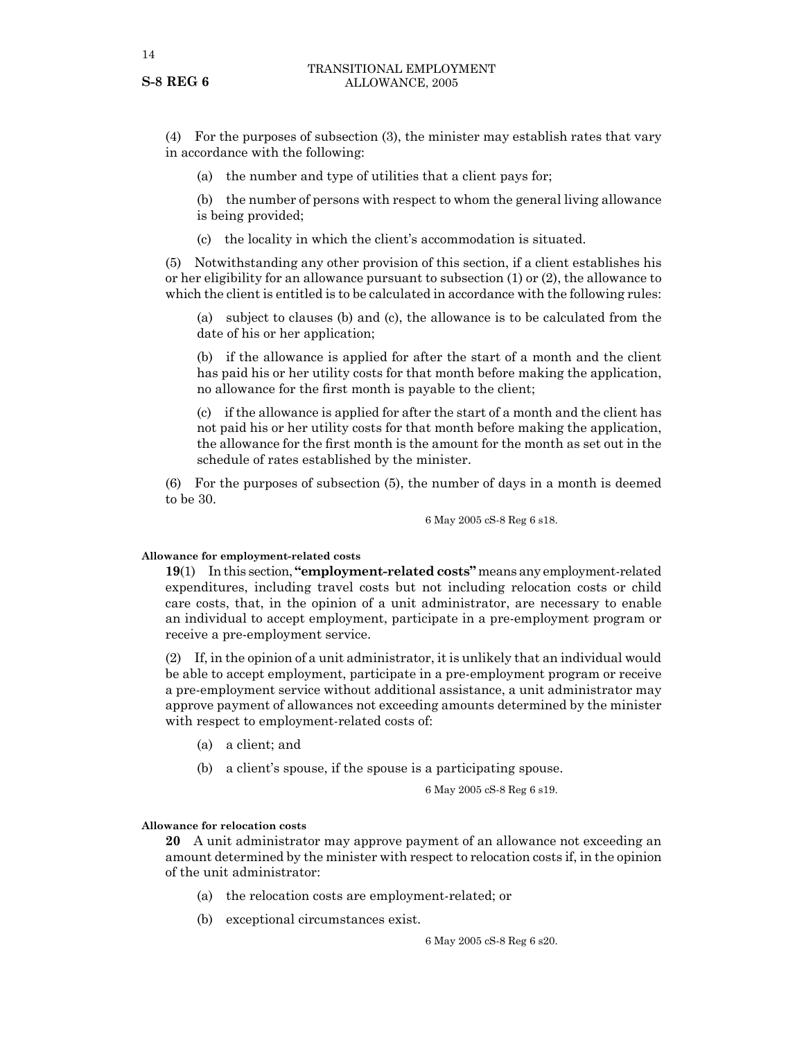(4) For the purposes of subsection (3), the minister may establish rates that vary in accordance with the following:

(a) the number and type of utilities that a client pays for;

(b) the number of persons with respect to whom the general living allowance is being provided;

(c) the locality in which the client's accommodation is situated.

(5) Notwithstanding any other provision of this section, if a client establishes his or her eligibility for an allowance pursuant to subsection (1) or (2), the allowance to which the client is entitled is to be calculated in accordance with the following rules:

(a) subject to clauses (b) and (c), the allowance is to be calculated from the date of his or her application;

(b) if the allowance is applied for after the start of a month and the client has paid his or her utility costs for that month before making the application, no allowance for the first month is payable to the client;

(c) if the allowance is applied for after the start of a month and the client has not paid his or her utility costs for that month before making the application, the allowance for the first month is the amount for the month as set out in the schedule of rates established by the minister.

(6) For the purposes of subsection (5), the number of days in a month is deemed to be 30.

6 May 2005 cS-8 Reg 6 s18.

#### Allowance for employment-related costs

**19**(1) In this section, **"employment-related costs"** means any employment-related expenditures, including travel costs but not including relocation costs or child care costs, that, in the opinion of a unit administrator, are necessary to enable an individual to accept employment, participate in a pre-employment program or receive a pre-employment service.

(2) If, in the opinion of a unit administrator, it is unlikely that an individual would be able to accept employment, participate in a pre-employment program or receive a pre-employment service without additional assistance, a unit administrator may approve payment of allowances not exceeding amounts determined by the minister with respect to employment-related costs of:

(a) a client; and

(b) a client's spouse, if the spouse is a participating spouse.

6 May 2005 cS-8 Reg 6 s19.

#### Allowance for relocation costs

**20** A unit administrator may approve payment of an allowance not exceeding an amount determined by the minister with respect to relocation costs if, in the opinion of the unit administrator:

(a) the relocation costs are employment-related; or

(b) exceptional circumstances exist.

6 May 2005 cS-8 Reg 6 s20.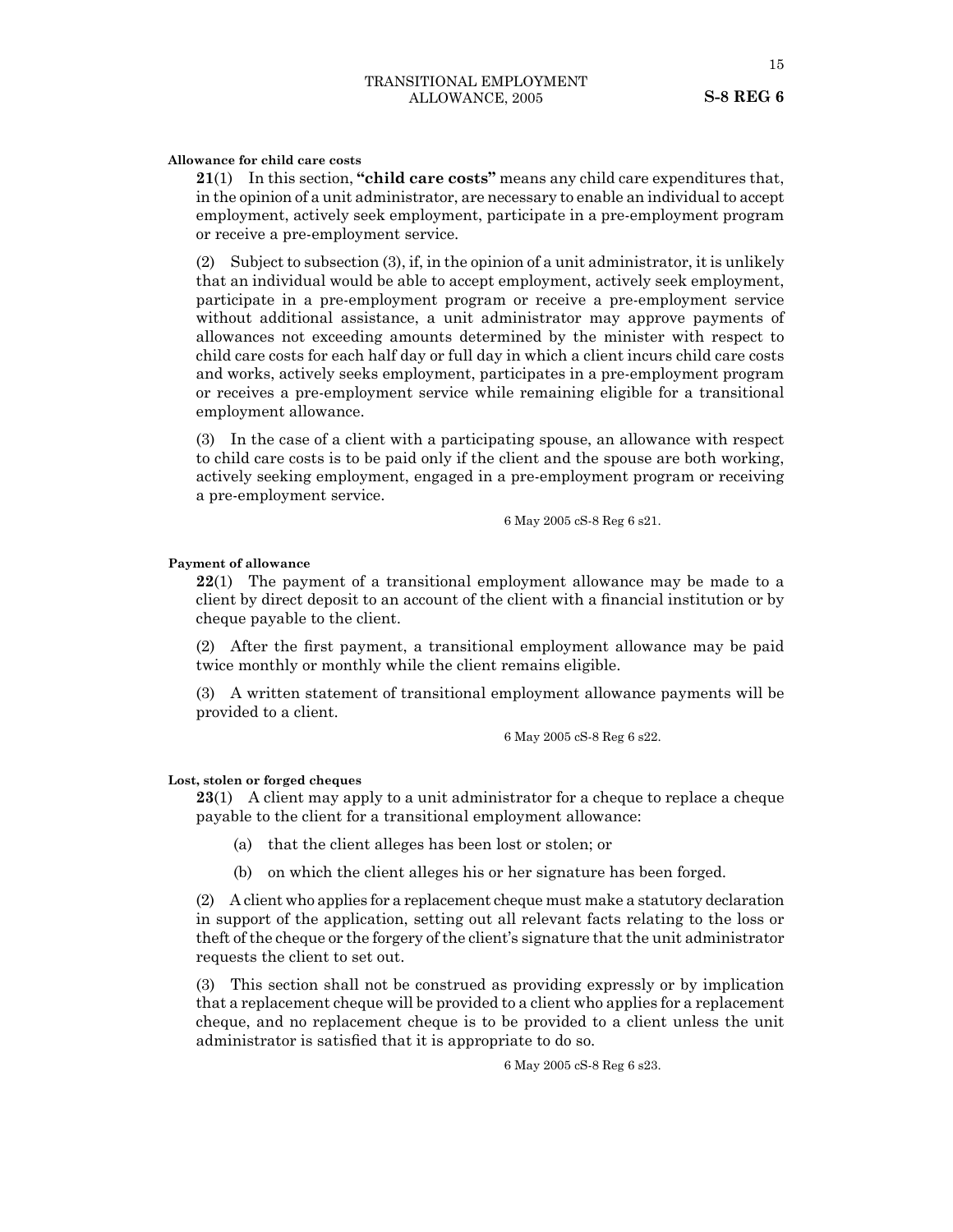**Allowance for child care costs**

**21**(1) In this section, **"child care costs"** means any child care expenditures that, in the opinion of a unit administrator, are necessary to enable an individual to accept employment, actively seek employment, participate in a pre-employment program or receive a pre-employment service.

(2) Subject to subsection (3), if, in the opinion of a unit administrator, it is unlikely that an individual would be able to accept employment, actively seek employment, participate in a pre-employment program or receive a pre-employment service without additional assistance, a unit administrator may approve payments of allowances not exceeding amounts determined by the minister with respect to child care costs for each half day or full day in which a client incurs child care costs and works, actively seeks employment, participates in a pre-employment program or receives a pre-employment service while remaining eligible for a transitional employment allowance.

(3) In the case of a client with a participating spouse, an allowance with respect to child care costs is to be paid only if the client and the spouse are both working, actively seeking employment, engaged in a pre-employment program or receiving a pre-employment service.

6 May 2005 cS-8 Reg 6 s21.

**Payment of allowance**

**22**(1) The payment of a transitional employment allowance may be made to a client by direct deposit to an account of the client with a financial institution or by cheque payable to the client.

(2) After the first payment, a transitional employment allowance may be paid twice monthly or monthly while the client remains eligible.

(3) A written statement of transitional employment allowance payments will be provided to a client.

6 May 2005 cS-8 Reg 6 s22.

**Lost, stolen or forged cheques**

**23**(1) A client may apply to a unit administrator for a cheque to replace a cheque payable to the client for a transitional employment allowance:

(a) that the client alleges has been lost or stolen; or

(b) on which the client alleges his or her signature has been forged.

(2) A client who applies for a replacement cheque must make a statutory declaration in support of the application, setting out all relevant facts relating to the loss or theft of the cheque or the forgery of the client's signature that the unit administrator requests the client to set out.

(3) This section shall not be construed as providing expressly or by implication that a replacement cheque will be provided to a client who applies for a replacement cheque, and no replacement cheque is to be provided to a client unless the unit administrator is satisfied that it is appropriate to do so.

6 May 2005 cS-8 Reg 6 s23.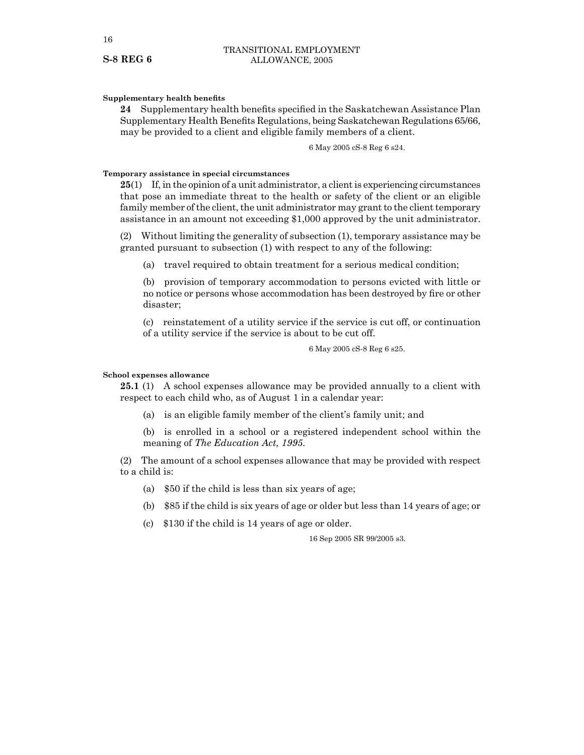**Supplementary health benefits**

**24** Supplementary health benefits specified in the Saskatchewan Assistance Plan Supplementary Health Benefits Regulations, being Saskatchewan Regulations 65/66, may be provided to a client and eligible family members of a client.

6 May 2005 cS-8 Reg 6 s24.

**Temporary assistance in special circumstances**

**25**(1) If, in the opinion of a unit administrator, a client is experiencing circumstances that pose an immediate threat to the health or safety of the client or an eligible family member of the client, the unit administrator may grant to the client temporary assistance in an amount not exceeding $1,000 approved by the unit administrator.

(2) Without limiting the generality of subsection (1), temporary assistance may be granted pursuant to subsection (1) with respect to any of the following:

(a) travel required to obtain treatment for a serious medical condition;

(b) provision of temporary accommodation to persons evicted with little or no notice or persons whose accommodation has been destroyed by fire or other disaster;

(c) reinstatement of a utility service if the service is cut off, or continuation of a utility service if the service is about to be cut off.

6 May 2005 cS-8 Reg 6 s25.

**School expenses allowance**

**25.1** (1) A school expenses allowance may be provided annually to a client with respect to each child who, as of August 1 in a calendar year:

(a) is an eligible family member of the client's family unit; and

(b) is enrolled in a school or a registered independent school within the meaning of *The Education Act, 1995*.

(2) The amount of a school expenses allowance that may be provided with respect to a child is:

(a) $50 if the child is less than six years of age;

(b) $85 if the child is six years of age or older but less than 14 years of age; or

(c) $130 if the child is 14 years of age or older.

16 Sep 2005 SR 99/2005 s3.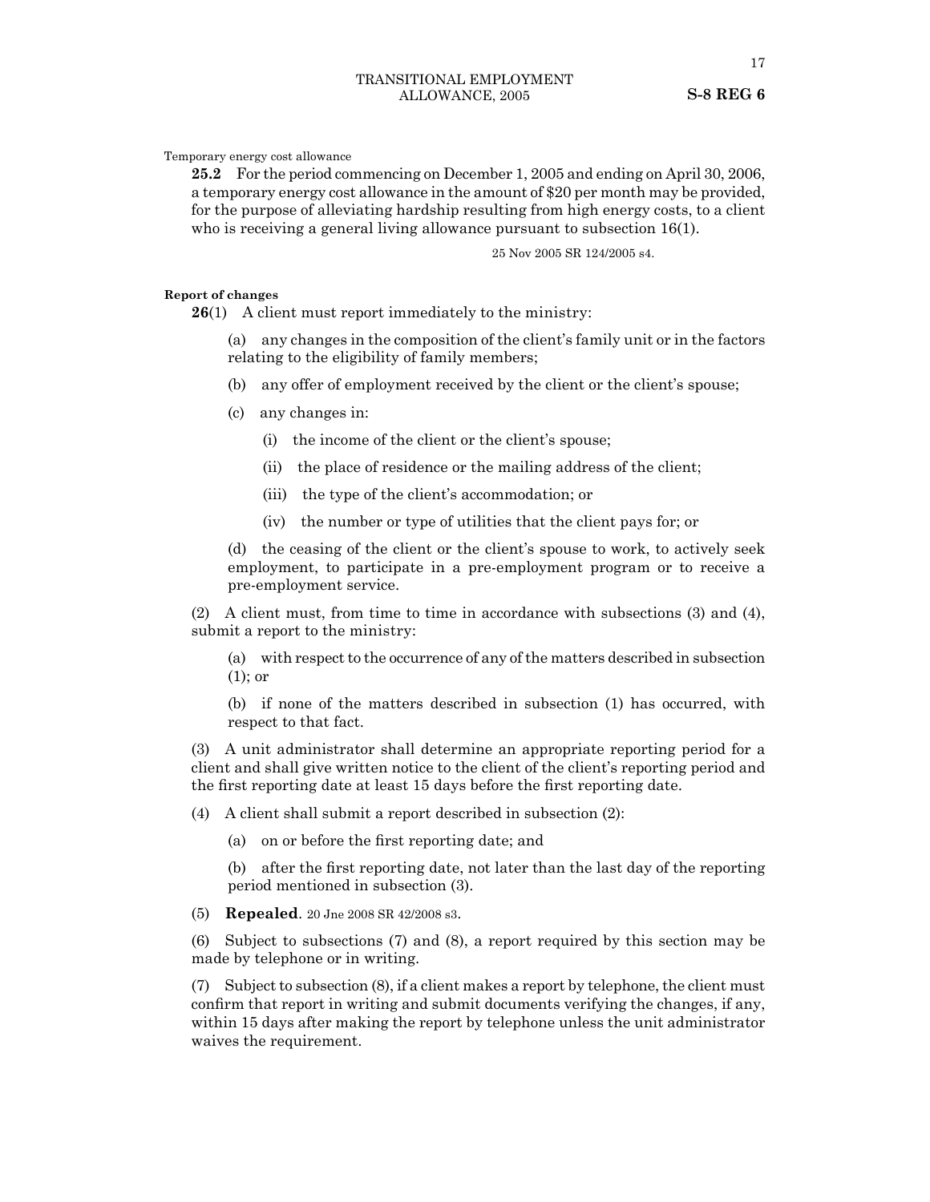Temporary energy cost allowance

**25.2** For the period commencing on December 1, 2005 and ending on April 30, 2006, a temporary energy cost allowance in the amount of $20 per month may be provided, for the purpose of alleviating hardship resulting from high energy costs, to a client who is receiving a general living allowance pursuant to subsection 16(1).

25 Nov 2005 SR 124/2005 s4.

**Report of changes**

**26**(1) A client must report immediately to the ministry:

(a) any changes in the composition of the client's family unit or in the factors relating to the eligibility of family members;

(b) any offer of employment received by the client or the client's spouse;

(c) any changes in:

(i) the income of the client or the client's spouse;

(ii) the place of residence or the mailing address of the client;

(iii) the type of the client's accommodation; or

(iv) the number or type of utilities that the client pays for; or

(d) the ceasing of the client or the client's spouse to work, to actively seek employment, to participate in a pre-employment program or to receive a pre-employment service.

(2) A client must, from time to time in accordance with subsections (3) and (4), submit a report to the ministry:

(a) with respect to the occurrence of any of the matters described in subsection (1); or

(b) if none of the matters described in subsection (1) has occurred, with respect to that fact.

(3) A unit administrator shall determine an appropriate reporting period for a client and shall give written notice to the client of the client's reporting period and the first reporting date at least 15 days before the first reporting date.

(4) A client shall submit a report described in subsection (2):

(a) on or before the first reporting date; and

(b) after the first reporting date, not later than the last day of the reporting period mentioned in subsection (3).

(5) **Repealed**. 20 Jne 2008 SR 42/2008 s3.

(6) Subject to subsections (7) and (8), a report required by this section may be made by telephone or in writing.

(7) Subject to subsection (8), if a client makes a report by telephone, the client must confirm that report in writing and submit documents verifying the changes, if any, within 15 days after making the report by telephone unless the unit administrator waives the requirement.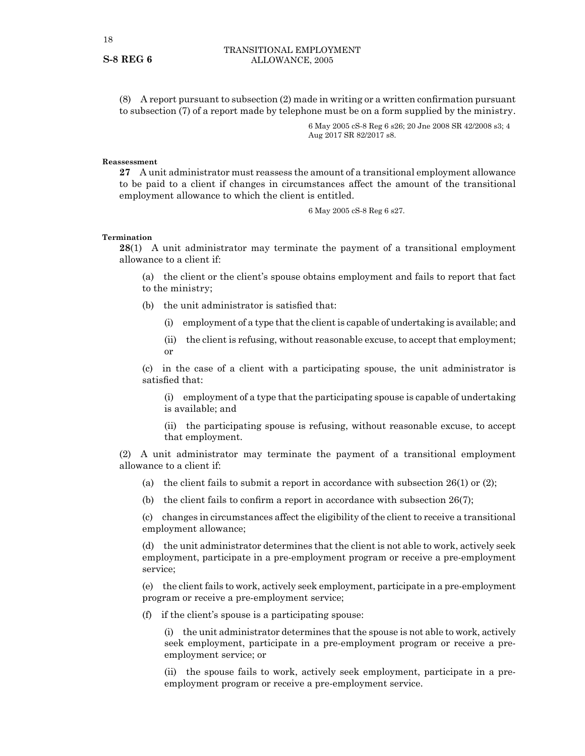(8) A report pursuant to subsection (2) made in writing or a written confirmation pursuant to subsection (7) of a report made by telephone must be on a form supplied by the ministry.

6 May 2005 cS-8 Reg 6 s26; 20 Jne 2008 SR 42/2008 s3; 4 Aug 2017 SR 82/2017 s8.

**Reassessment**

**27** A unit administrator must reassess the amount of a transitional employment allowance to be paid to a client if changes in circumstances affect the amount of the transitional employment allowance to which the client is entitled.

6 May 2005 cS-8 Reg 6 s27.

**Termination**

**28**(1) A unit administrator may terminate the payment of a transitional employment allowance to a client if:

(a) the client or the client's spouse obtains employment and fails to report that fact to the ministry;

(b) the unit administrator is satisfied that:

(i) employment of a type that the client is capable of undertaking is available; and

(ii) the client is refusing, without reasonable excuse, to accept that employment; or

(c) in the case of a client with a participating spouse, the unit administrator is satisfied that:

(i) employment of a type that the participating spouse is capable of undertaking is available; and

(ii) the participating spouse is refusing, without reasonable excuse, to accept that employment.

(2) A unit administrator may terminate the payment of a transitional employment allowance to a client if:

(a) the client fails to submit a report in accordance with subsection 26(1) or (2);

(b) the client fails to confirm a report in accordance with subsection 26(7);

(c) changes in circumstances affect the eligibility of the client to receive a transitional employment allowance;

(d) the unit administrator determines that the client is not able to work, actively seek employment, participate in a pre-employment program or receive a pre-employment service;

(e) the client fails to work, actively seek employment, participate in a pre-employment program or receive a pre-employment service;

(f) if the client's spouse is a participating spouse:

(i) the unit administrator determines that the spouse is not able to work, actively seek employment, participate in a pre-employment program or receive a pre-employment service; or

(ii) the spouse fails to work, actively seek employment, participate in a pre-employment program or receive a pre-employment service.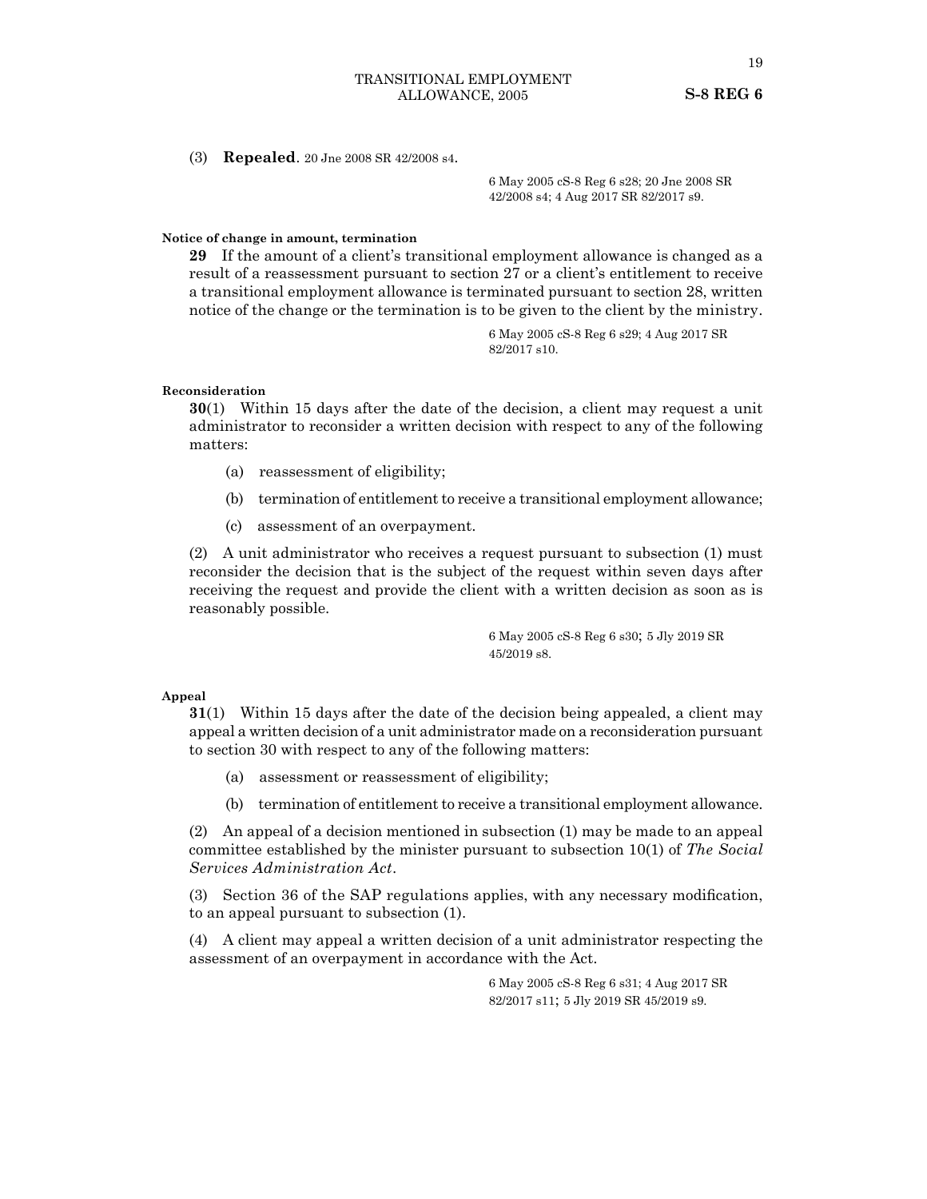(3) **Repealed**. 20 Jne 2008 SR 42/2008 s4.

6 May 2005 cS-8 Reg 6 s28; 20 Jne 2008 SR 42/2008 s4; 4 Aug 2017 SR 82/2017 s9.

**Notice of change in amount, termination**

**29** If the amount of a client's transitional employment allowance is changed as a result of a reassessment pursuant to section 27 or a client's entitlement to receive a transitional employment allowance is terminated pursuant to section 28, written notice of the change or the termination is to be given to the client by the ministry.

6 May 2005 cS-8 Reg 6 s29; 4 Aug 2017 SR 82/2017 s10.

**Reconsideration**

**30**(1) Within 15 days after the date of the decision, a client may request a unit administrator to reconsider a written decision with respect to any of the following matters:

(a) reassessment of eligibility;

(b) termination of entitlement to receive a transitional employment allowance;

(c) assessment of an overpayment.

(2) A unit administrator who receives a request pursuant to subsection (1) must reconsider the decision that is the subject of the request within seven days after receiving the request and provide the client with a written decision as soon as is reasonably possible.

6 May 2005 cS-8 Reg 6 s30; 5 Jly 2019 SR 45/2019 s8.

**Appeal**

**31**(1) Within 15 days after the date of the decision being appealed, a client may appeal a written decision of a unit administrator made on a reconsideration pursuant to section 30 with respect to any of the following matters:

(a) assessment or reassessment of eligibility;

(b) termination of entitlement to receive a transitional employment allowance.

(2) An appeal of a decision mentioned in subsection (1) may be made to an appeal committee established by the minister pursuant to subsection 10(1) of *The Social Services Administration Act*.

(3) Section 36 of the SAP regulations applies, with any necessary modification, to an appeal pursuant to subsection (1).

(4) A client may appeal a written decision of a unit administrator respecting the assessment of an overpayment in accordance with the Act.

6 May 2005 cS-8 Reg 6 s31; 4 Aug 2017 SR 82/2017 s11; 5 Jly 2019 SR 45/2019 s9.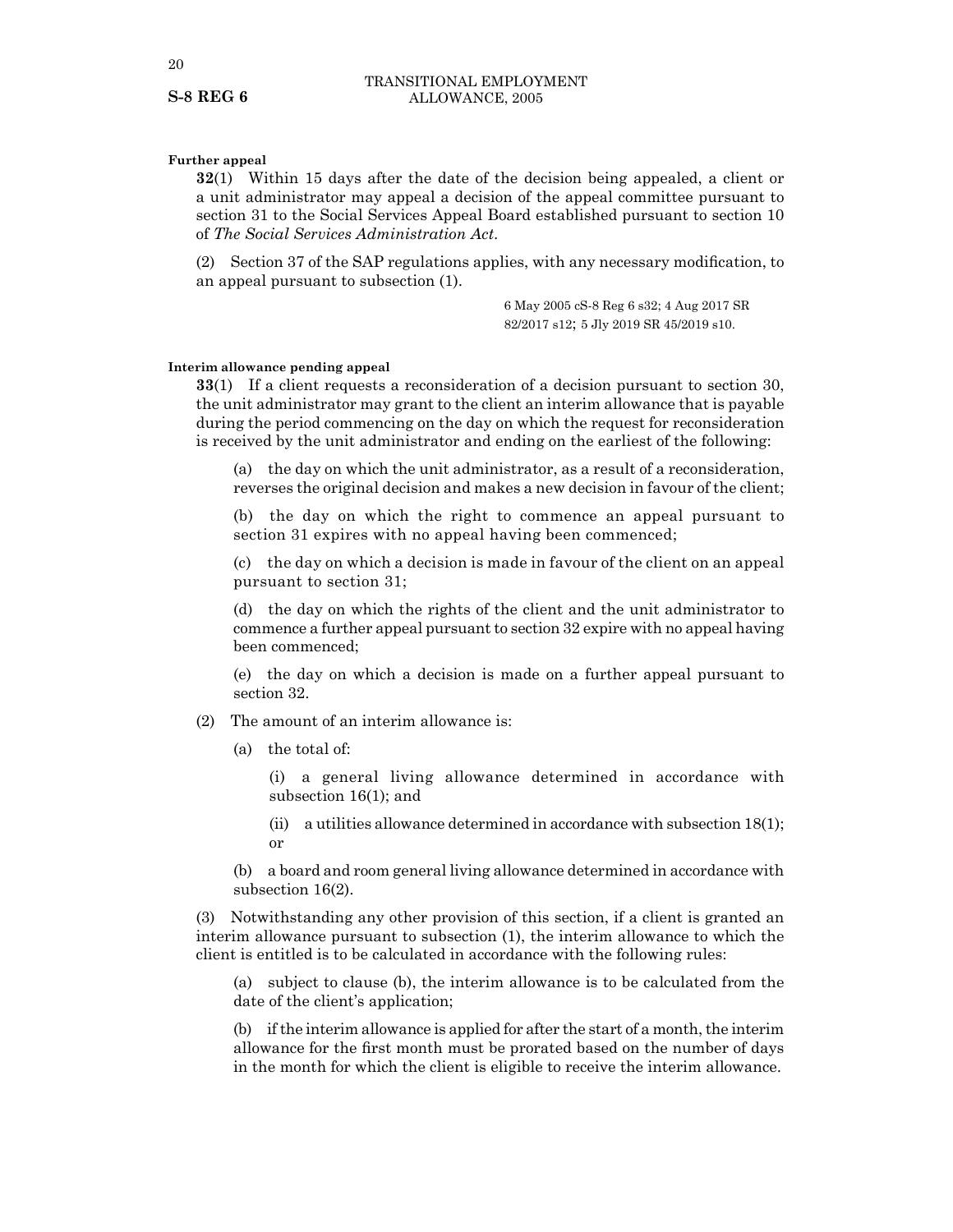**Further appeal**

**32**(1) Within 15 days after the date of the decision being appealed, a client or a unit administrator may appeal a decision of the appeal committee pursuant to section 31 to the Social Services Appeal Board established pursuant to section 10 of *The Social Services Administration Act*.

(2) Section 37 of the SAP regulations applies, with any necessary modification, to an appeal pursuant to subsection (1).

6 May 2005 cS-8 Reg 6 s32; 4 Aug 2017 SR 82/2017 s12; 5 Jly 2019 SR 45/2019 s10.

**Interim allowance pending appeal**

**33**(1) If a client requests a reconsideration of a decision pursuant to section 30, the unit administrator may grant to the client an interim allowance that is payable during the period commencing on the day on which the request for reconsideration is received by the unit administrator and ending on the earliest of the following:

(a) the day on which the unit administrator, as a result of a reconsideration, reverses the original decision and makes a new decision in favour of the client;

(b) the day on which the right to commence an appeal pursuant to section 31 expires with no appeal having been commenced;

(c) the day on which a decision is made in favour of the client on an appeal pursuant to section 31;

(d) the day on which the rights of the client and the unit administrator to commence a further appeal pursuant to section 32 expire with no appeal having been commenced;

(e) the day on which a decision is made on a further appeal pursuant to section 32.

(2) The amount of an interim allowance is:

(a) the total of:

(i) a general living allowance determined in accordance with subsection 16(1); and

(ii) a utilities allowance determined in accordance with subsection 18(1); or

(b) a board and room general living allowance determined in accordance with subsection 16(2).

(3) Notwithstanding any other provision of this section, if a client is granted an interim allowance pursuant to subsection (1), the interim allowance to which the client is entitled is to be calculated in accordance with the following rules:

(a) subject to clause (b), the interim allowance is to be calculated from the date of the client's application;

(b) if the interim allowance is applied for after the start of a month, the interim allowance for the first month must be prorated based on the number of days in the month for which the client is eligible to receive the interim allowance.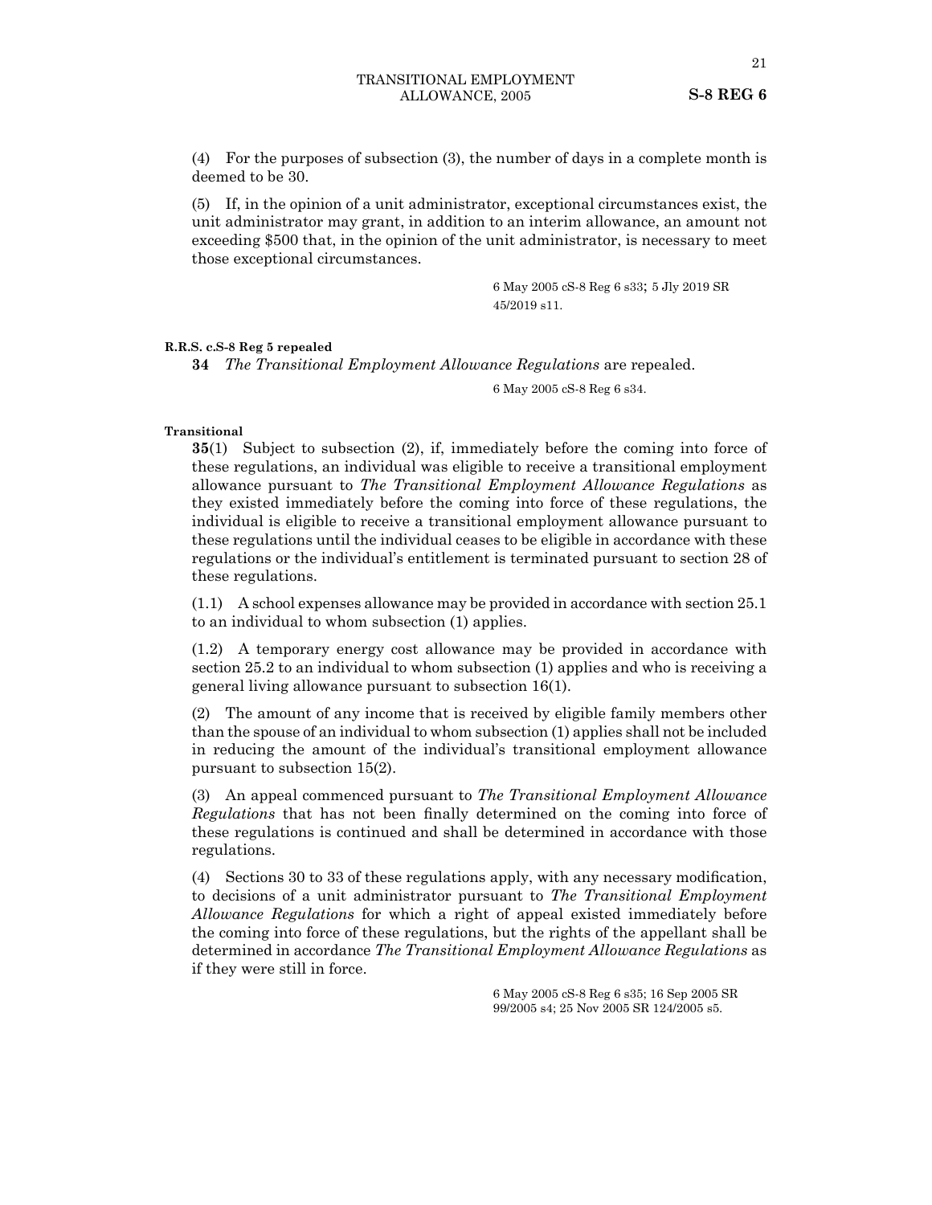(4) For the purposes of subsection (3), the number of days in a complete month is deemed to be 30.

(5) If, in the opinion of a unit administrator, exceptional circumstances exist, the unit administrator may grant, in addition to an interim allowance, an amount not exceeding $500 that, in the opinion of the unit administrator, is necessary to meet those exceptional circumstances.

6 May 2005 cS-8 Reg 6 s33; 5 Jly 2019 SR 45/2019 s11.

**R.R.S. c.S-8 Reg 5 repealed**

**34** *The Transitional Employment Allowance Regulations* are repealed.

6 May 2005 cS-8 Reg 6 s34.

**Transitional**

**35**(1) Subject to subsection (2), if, immediately before the coming into force of these regulations, an individual was eligible to receive a transitional employment allowance pursuant to *The Transitional Employment Allowance Regulations* as they existed immediately before the coming into force of these regulations, the individual is eligible to receive a transitional employment allowance pursuant to these regulations until the individual ceases to be eligible in accordance with these regulations or the individual's entitlement is terminated pursuant to section 28 of these regulations.

(1.1) A school expenses allowance may be provided in accordance with section 25.1 to an individual to whom subsection (1) applies.

(1.2) A temporary energy cost allowance may be provided in accordance with section 25.2 to an individual to whom subsection (1) applies and who is receiving a general living allowance pursuant to subsection 16(1).

(2) The amount of any income that is received by eligible family members other than the spouse of an individual to whom subsection (1) applies shall not be included in reducing the amount of the individual's transitional employment allowance pursuant to subsection 15(2).

(3) An appeal commenced pursuant to *The Transitional Employment Allowance Regulations* that has not been finally determined on the coming into force of these regulations is continued and shall be determined in accordance with those regulations.

(4) Sections 30 to 33 of these regulations apply, with any necessary modification, to decisions of a unit administrator pursuant to *The Transitional Employment Allowance Regulations* for which a right of appeal existed immediately before the coming into force of these regulations, but the rights of the appellant shall be determined in accordance *The Transitional Employment Allowance Regulations* as if they were still in force.

6 May 2005 cS-8 Reg 6 s35; 16 Sep 2005 SR 99/2005 s4; 25 Nov 2005 SR 124/2005 s5.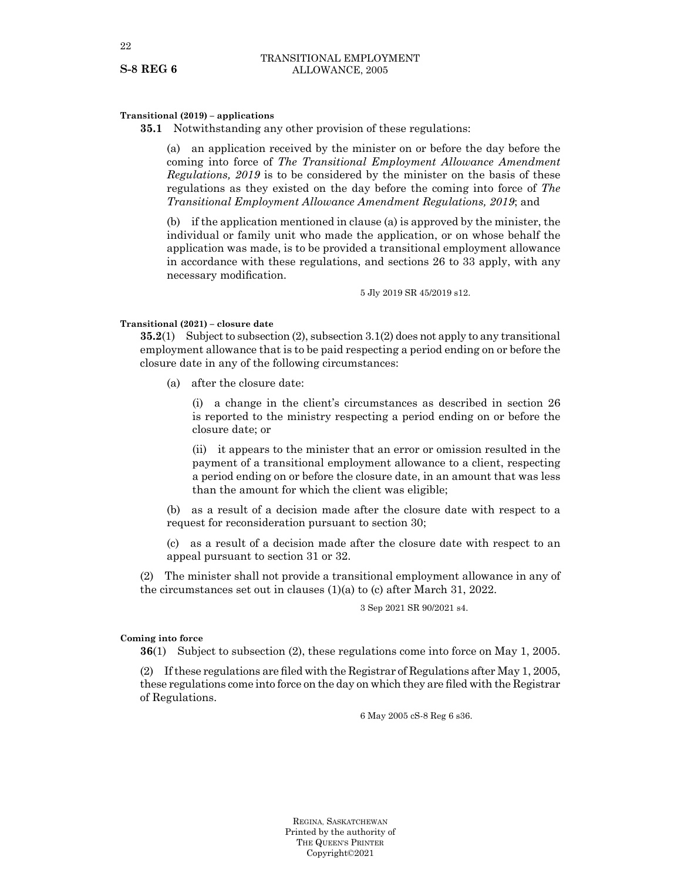**Transitional (2019) – applications**

**35.1** Notwithstanding any other provision of these regulations:

(a) an application received by the minister on or before the day before the coming into force of *The Transitional Employment Allowance Amendment Regulations, 2019* is to be considered by the minister on the basis of these regulations as they existed on the day before the coming into force of *The Transitional Employment Allowance Amendment Regulations, 2019*; and

(b) if the application mentioned in clause (a) is approved by the minister, the individual or family unit who made the application, or on whose behalf the application was made, is to be provided a transitional employment allowance in accordance with these regulations, and sections 26 to 33 apply, with any necessary modification.

5 Jly 2019 SR 45/2019 s12.

**Transitional (2021) – closure date**

**35.2**(1) Subject to subsection (2), subsection 3.1(2) does not apply to any transitional employment allowance that is to be paid respecting a period ending on or before the closure date in any of the following circumstances:

(a) after the closure date:

(i) a change in the client's circumstances as described in section 26 is reported to the ministry respecting a period ending on or before the closure date; or

(ii) it appears to the minister that an error or omission resulted in the payment of a transitional employment allowance to a client, respecting a period ending on or before the closure date, in an amount that was less than the amount for which the client was eligible;

(b) as a result of a decision made after the closure date with respect to a request for reconsideration pursuant to section 30;

(c) as a result of a decision made after the closure date with respect to an appeal pursuant to section 31 or 32.

(2) The minister shall not provide a transitional employment allowance in any of the circumstances set out in clauses (1)(a) to (c) after March 31, 2022.

3 Sep 2021 SR 90/2021 s4.

**Coming into force**

**36**(1) Subject to subsection (2), these regulations come into force on May 1, 2005.

(2) If these regulations are filed with the Registrar of Regulations after May 1, 2005, these regulations come into force on the day on which they are filed with the Registrar of Regulations.

6 May 2005 cS-8 Reg 6 s36.

REGINA, SASKATCHEWAN
Printed by the authority of
THE QUEEN'S PRINTER
Copyright©2021